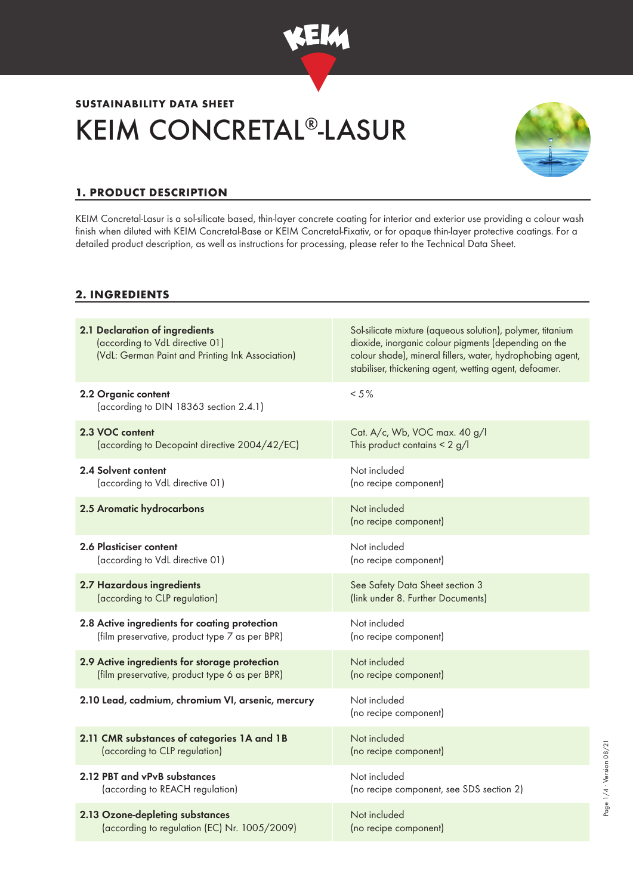SUSTAINABILITY DATA SHEET

# KEIM CONCRETAL®-LASUR

## 1. PRODUCT DESCRIPTION

KEIM Concretal-Lasur is a sol-silicate based, thin-layer concrete coating for interior and exterior use providing a colour wash finish when diluted with KEIM Concretal-Base or KEIM Concretal-Fixativ, or for opaque thin-layer protective coatings. For a detailed product description, as well as instructions for processing, please refer to the Technical Data Sheet.

## 2. INGREDIENTS

| | |
|---|---|
| **2.1 Declaration of ingredients** (according to VdL directive 01) (VdL: German Paint and Printing Ink Association) | Sol-silicate mixture (aqueous solution), polymer, titanium dioxide, inorganic colour pigments (depending on the colour shade), mineral fillers, water, hydrophobing agent, stabiliser, thickening agent, wetting agent, defoamer. |
| **2.2 Organic content** (according to DIN 18363 section 2.4.1) | < 5% |
| **2.3 VOC content** (according to Decopaint directive 2004/42/EC) | Cat. A/c, Wb, VOC max. 40 g/l This product contains < 2 g/l |
| **2.4 Solvent content** (according to VdL directive 01) | Not included (no recipe component) |
| **2.5 Aromatic hydrocarbons** | Not included (no recipe component) |
| **2.6 Plasticiser content** (according to VdL directive 01) | Not included (no recipe component) |
| **2.7 Hazardous ingredients** (according to CLP regulation) | See Safety Data Sheet section 3 (link under 8. Further Documents) |
| **2.8 Active ingredients for coating protection** (film preservative, product type 7 as per BPR) | Not included (no recipe component) |
| **2.9 Active ingredients for storage protection** (film preservative, product type 6 as per BPR) | Not included (no recipe component) |
| **2.10 Lead, cadmium, chromium VI, arsenic, mercury** | Not included (no recipe component) |
| **2.11 CMR substances of categories 1A and 1B** (according to CLP regulation) | Not included (no recipe component) |
| **2.12 PBT and vPvB substances** (according to REACH regulation) | Not included (no recipe component, see SDS section 2) |
| **2.13 Ozone-depleting substances** (according to regulation (EC) Nr. 1005/2009) | Not included (no recipe component) |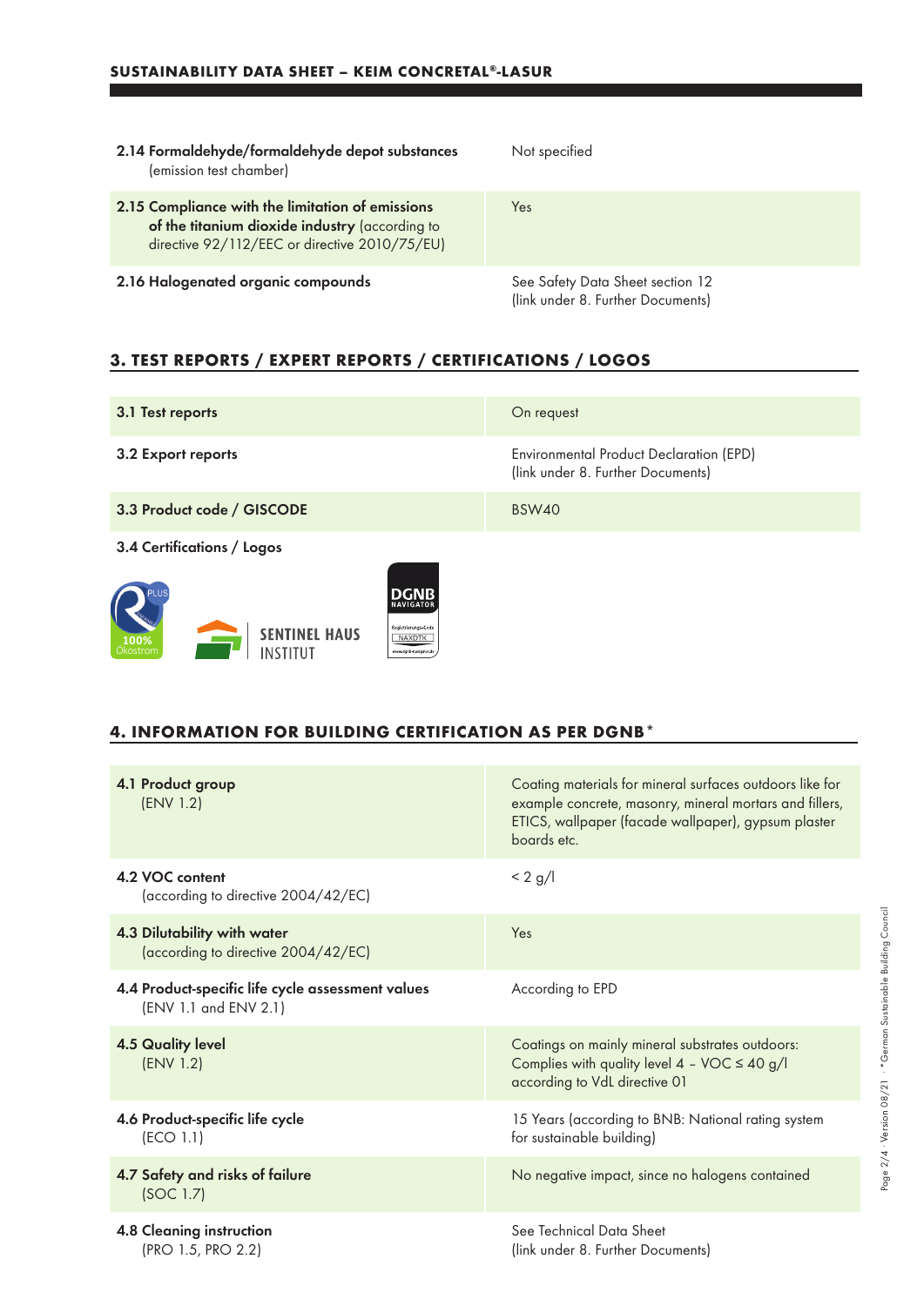| | |
|---|---|
| **2.14 Formaldehyde/formaldehyde depot substances** (emission test chamber) | Not specified |
| **2.15 Compliance with the limitation of emissions of the titanium dioxide industry** (according to directive 92/112/EEC or directive 2010/75/EU) | Yes |
| **2.16 Halogenated organic compounds** | See Safety Data Sheet section 12 (link under 8. Further Documents) |

## 3. TEST REPORTS / EXPERT REPORTS / CERTIFICATIONS / LOGOS

| | |
|---|---|
| **3.1 Test reports** | On request |
| **3.2 Export reports** | Environmental Product Declaration (EPD) (link under 8. Further Documents) |
| **3.3 Product code / GISCODE** | BSW40 |

**3.4 Certifications / Logos**

PLUS 100% Ökostrom

SENTINEL HAUS INSTITUT

DGNB NAVIGATOR Registrierungs-Code NAXDTK www.dgnb-navigator.de

## 4. INFORMATION FOR BUILDING CERTIFICATION AS PER DGNB*

| | |
|---|---|
| **4.1 Product group** (ENV 1.2) | Coating materials for mineral surfaces outdoors like for example concrete, masonry, mineral mortars and fillers, ETICS, wallpaper (facade wallpaper), gypsum plaster boards etc. |
| **4.2 VOC content** (according to directive 2004/42/EC) | < 2 g/l |
| **4.3 Dilutability with water** (according to directive 2004/42/EC) | Yes |
| **4.4 Product-specific life cycle assessment values** (ENV 1.1 and ENV 2.1) | According to EPD |
| **4.5 Quality level** (ENV 1.2) | Coatings on mainly mineral substrates outdoors: Complies with quality level 4 – VOC ≤ 40 g/l according to VdL directive 01 |
| **4.6 Product-specific life cycle** (ECO 1.1) | 15 Years (according to BNB: National rating system for sustainable building) |
| **4.7 Safety and risks of failure** (SOC 1.7) | No negative impact, since no halogens contained |
| **4.8 Cleaning instruction** (PRO 1.5, PRO 2.2) | See Technical Data Sheet (link under 8. Further Documents) |

*German Sustainable Building Council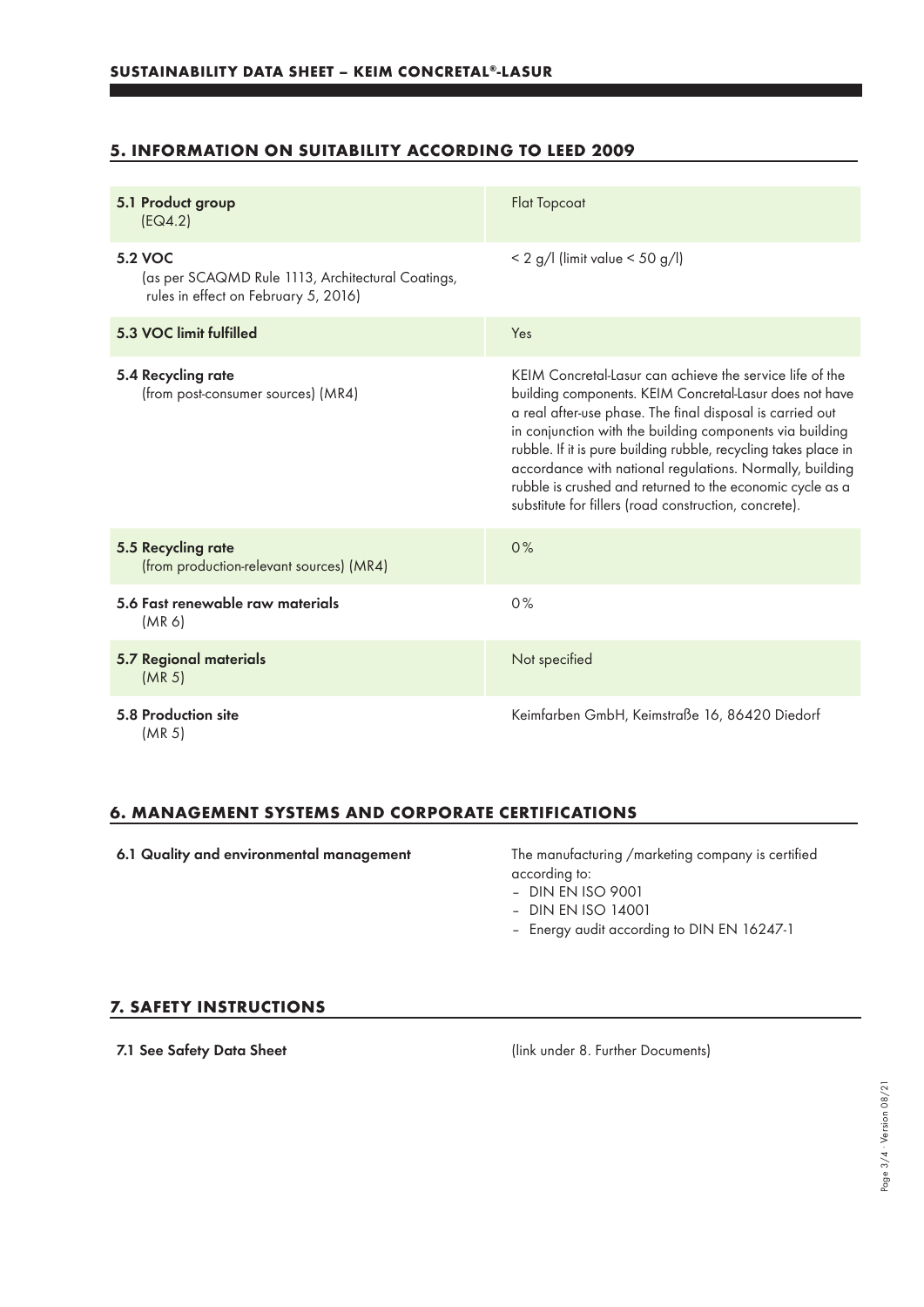## 5. INFORMATION ON SUITABILITY ACCORDING TO LEED 2009

| | |
|---|---|
| **5.1 Product group** (EQ4.2) | Flat Topcoat |
| **5.2 VOC** (as per SCAQMD Rule 1113, Architectural Coatings, rules in effect on February 5, 2016) | < 2 g/l (limit value < 50 g/l) |
| **5.3 VOC limit fulfilled** | Yes |
| **5.4 Recycling rate** (from post-consumer sources) (MR4) | KEIM Concretal-Lasur can achieve the service life of the building components. KEIM Concretal-Lasur does not have a real after-use phase. The final disposal is carried out in conjunction with the building components via building rubble. If it is pure building rubble, recycling takes place in accordance with national regulations. Normally, building rubble is crushed and returned to the economic cycle as a substitute for fillers (road construction, concrete). |
| **5.5 Recycling rate** (from production-relevant sources) (MR4) | 0% |
| **5.6 Fast renewable raw materials** (MR 6) | 0% |
| **5.7 Regional materials** (MR 5) | Not specified |
| **5.8 Production site** (MR 5) | Keimfarben GmbH, Keimstraße 16, 86420 Diedorf |

## 6. MANAGEMENT SYSTEMS AND CORPORATE CERTIFICATIONS

**6.1 Quality and environmental management**

The manufacturing /marketing company is certified according to:
- DIN EN ISO 9001
- DIN EN ISO 14001
- Energy audit according to DIN EN 16247-1

## 7. SAFETY INSTRUCTIONS

**7.1 See Safety Data Sheet** (link under 8. Further Documents)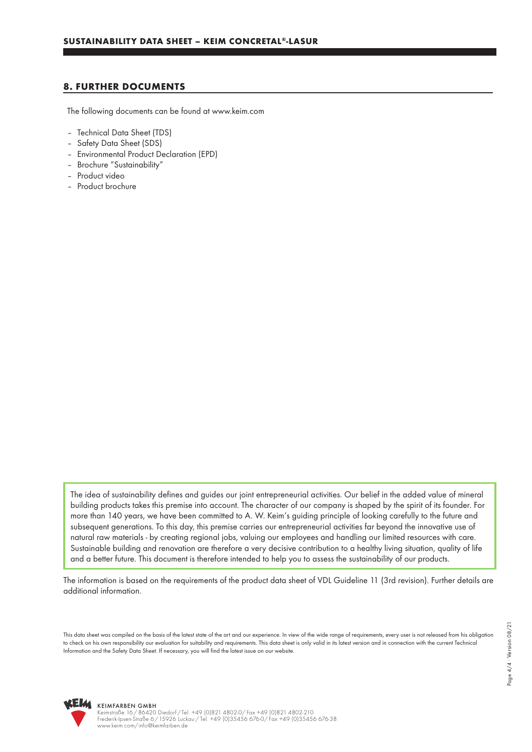## 8. FURTHER DOCUMENTS

The following documents can be found at www.keim.com

- Technical Data Sheet (TDS)
- Safety Data Sheet (SDS)
- Environmental Product Declaration (EPD)
- Brochure "Sustainability"
- Product video
- Product brochure

The idea of sustainability defines and guides our joint entrepreneurial activities. Our belief in the added value of mineral building products takes this premise into account. The character of our company is shaped by the spirit of its founder. For more than 140 years, we have been committed to A. W. Keim's guiding principle of looking carefully to the future and subsequent generations. To this day, this premise carries our entrepreneurial activities far beyond the innovative use of natural raw materials - by creating regional jobs, valuing our employees and handling our limited resources with care. Sustainable building and renovation are therefore a very decisive contribution to a healthy living situation, quality of life and a better future. This document is therefore intended to help you to assess the sustainability of our products.

The information is based on the requirements of the product data sheet of VDL Guideline 11 (3rd revision). Further details are additional information.

This data sheet was compiled on the basis of the latest state of the art and our experience. In view of the wide range of requirements, every user is not released from his obligation to check on his own responsibility our evaluation for suitability and requirements. This data sheet is only valid in its latest version and in connection with the current Technical Information and the Safety Data Sheet. If necessary, you will find the latest issue on our website.

**KEIMFARBEN GMBH**
Keimstraße 16 / 86420 Diedorf / Tel. +49 (0)821 4802-0 / Fax +49 (0)821 4802-210
Frederik-Ipsen-Straße 6 / 15926 Luckau / Tel. +49 (0)35456 676-0 / Fax +49 (0)35456 676-38
www.keim.com / info@keimfarben.de